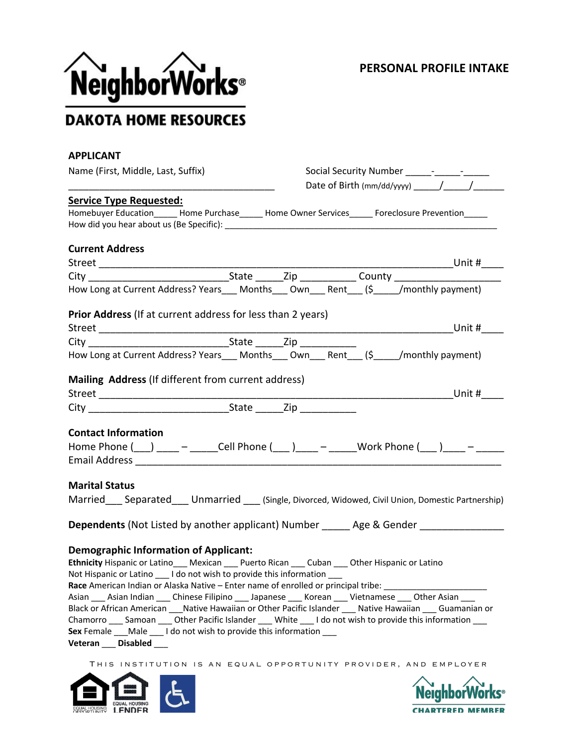NeighborWorks®

DAKOTA HOME RESOURCES

# PERSONAL PROFILE INTAKE

## APPLICANT

Name (First, Middle, Last, Suffix) ________________________________________

Social Security Number _____-_____-_____

Date of Birth (mm/dd/yyyy) _____/_____/______

**Service Type Requested:**

Homebuyer Education_____ Home Purchase_____ Home Owner Services_____ Foreclosure Prevention_____

How did you hear about us (Be Specific): ____________________________________________________________

## Current Address

Street ________________________________________________________________Unit #____

City _________________________State _____Zip __________ County __________________

How Long at Current Address? Years___ Months___ Own___ Rent___ ($_____/monthly payment)

## Prior Address (If at current address for less than 2 years)

Street ________________________________________________________________Unit #____

City _________________________State _____Zip __________

How Long at Current Address? Years___ Months___ Own___ Rent___ ($_____/monthly payment)

## Mailing Address (If different from current address)

Street ________________________________________________________________Unit #____

City _________________________State _____Zip __________

## Contact Information

Home Phone (___) ____ – _____Cell Phone (___ )____ – _____Work Phone (___ )____ – _____

Email Address ____________________________________________________________________

## Marital Status

Married___ Separated___ Unmarried ___ (Single, Divorced, Widowed, Civil Union, Domestic Partnership)

**Dependents** (Not Listed by another applicant) Number _____ Age & Gender _______________

## Demographic Information of Applicant:

**Ethnicity** Hispanic or Latino___ Mexican ___ Puerto Rican ___ Cuban ___ Other Hispanic or Latino

Not Hispanic or Latino ___ I do not wish to provide this information ___

**Race** American Indian or Alaska Native – Enter name of enrolled or principal tribe: _____________________

Asian ___ Asian Indian ___ Chinese Filipino ___ Japanese ___ Korean ___ Vietnamese ___ Other Asian ___

Black or African American ___Native Hawaiian or Other Pacific Islander ___ Native Hawaiian ___ Guamanian or Chamorro ___ Samoan ___ Other Pacific Islander ___ White ___ I do not wish to provide this information ___

**Sex** Female ___Male ___ I do not wish to provide this information ___

**Veteran** ___ **Disabled** ___

THIS INSTITUTION IS AN EQUAL OPPORTUNITY PROVIDER, AND EMPLOYER

EQUAL HOUSING OPPORTUNITY EQUAL HOUSING LENDER

NeighborWorks® CHARTERED MEMBER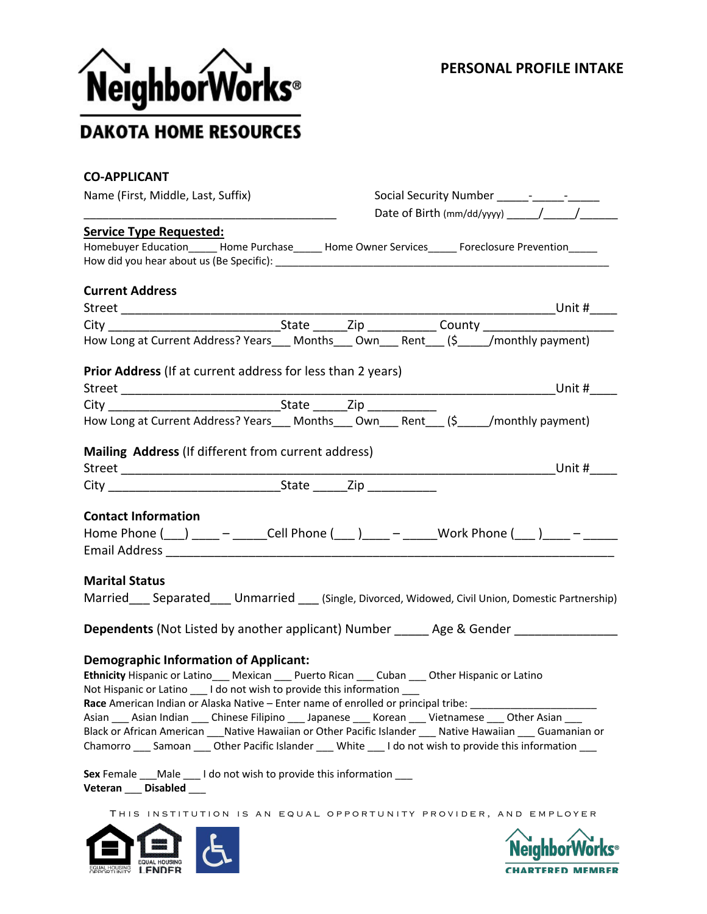NeighborWorks®

DAKOTA HOME RESOURCES

# PERSONAL PROFILE INTAKE

**CO-APPLICANT**

Name (First, Middle, Last, Suffix) ________________________________________

Social Security Number _____-_____-_____

Date of Birth (mm/dd/yyyy) _____/_____/______

**Service Type Requested:**

Homebuyer Education_____ Home Purchase_____ Home Owner Services_____ Foreclosure Prevention_____

How did you hear about us (Be Specific): ____________________________________________________________

**Current Address**

Street ______________________________________________________________Unit #____

City _________________________State _____Zip __________ County ___________________

How Long at Current Address? Years___ Months___ Own___ Rent___ ($_____/monthly payment)

**Prior Address** (If at current address for less than 2 years)

Street ______________________________________________________________Unit #____

City _________________________State _____Zip __________

How Long at Current Address? Years___ Months___ Own___ Rent___ ($_____/monthly payment)

**Mailing Address** (If different from current address)

Street ______________________________________________________________Unit #____

City _________________________State _____Zip __________

**Contact Information**

Home Phone (___) ____ – _____Cell Phone (___ )____ – _____Work Phone (___ )____ – _____

Email Address ____________________________________________________________

**Marital Status**

Married___ Separated___ Unmarried ___ (Single, Divorced, Widowed, Civil Union, Domestic Partnership)

**Dependents** (Not Listed by another applicant) Number _____ Age & Gender ______________

**Demographic Information of Applicant:**

**Ethnicity** Hispanic or Latino___ Mexican ___ Puerto Rican ___ Cuban ___ Other Hispanic or Latino

Not Hispanic or Latino ___ I do not wish to provide this information ___

**Race** American Indian or Alaska Native – Enter name of enrolled or principal tribe: ____________________

Asian ___ Asian Indian ___ Chinese Filipino ___ Japanese ___ Korean ___ Vietnamese ___ Other Asian ___

Black or African American ___Native Hawaiian or Other Pacific Islander ___ Native Hawaiian ___ Guamanian or Chamorro ___ Samoan ___ Other Pacific Islander ___ White ___ I do not wish to provide this information ___

**Sex** Female ___Male ___ I do not wish to provide this information ___

**Veteran** ___ **Disabled** ___

THIS INSTITUTION IS AN EQUAL OPPORTUNITY PROVIDER, AND EMPLOYER

EQUAL HOUSING OPPORTUNITY

EQUAL HOUSING LENDER

NeighborWorks® CHARTERED MEMBER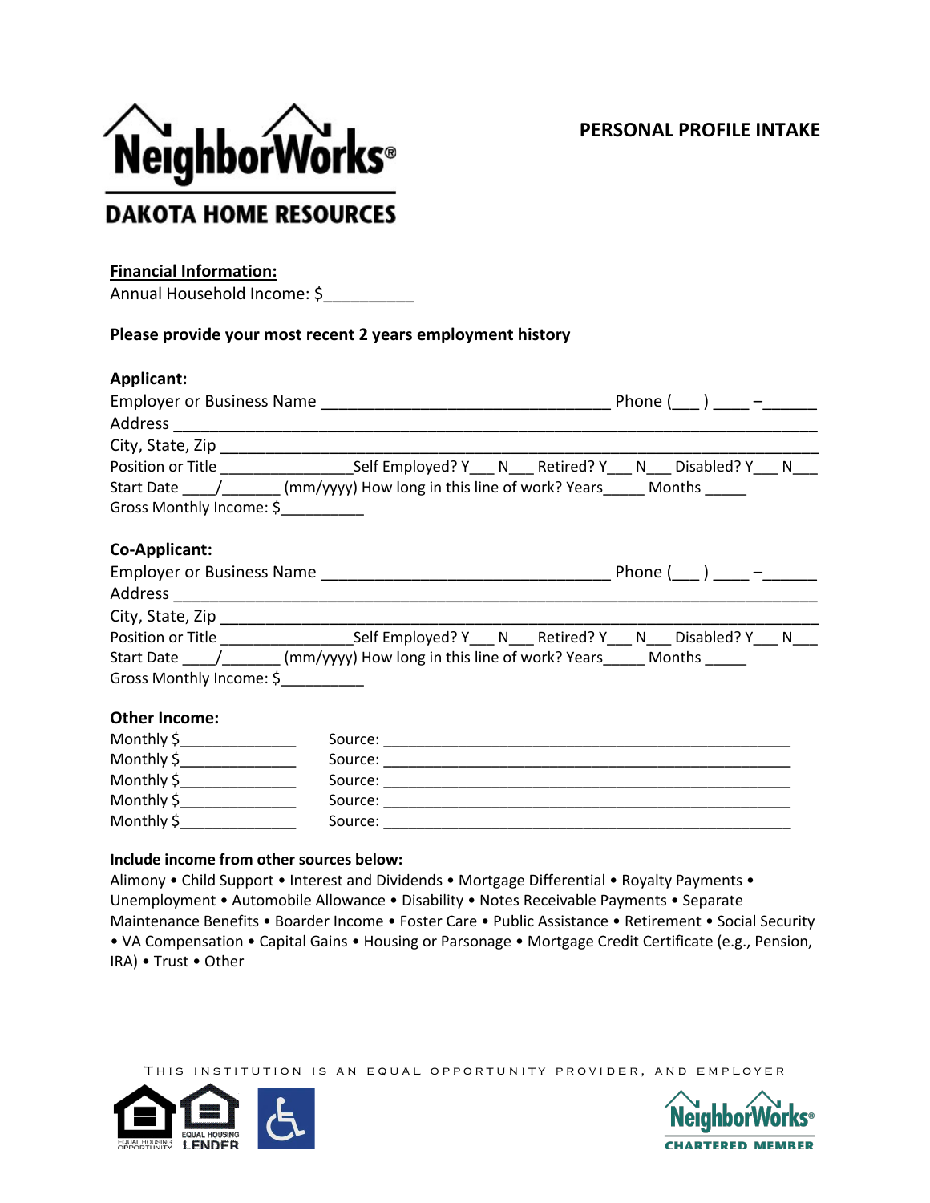NeighborWorks®

DAKOTA HOME RESOURCES

# PERSONAL PROFILE INTAKE

**Financial Information:**

Annual Household Income: $__________

**Please provide your most recent 2 years employment history**

**Applicant:**

Employer or Business Name ________________________________ Phone (___ ) ____ –______

Address ______________________________________________________________________

City, State, Zip ________________________________________________________________

Position or Title _______________Self Employed? Y___ N___ Retired? Y___ N___ Disabled? Y___ N___

Start Date ____/_______ (mm/yyyy) How long in this line of work? Years_____ Months _____

Gross Monthly Income: $__________

**Co-Applicant:**

Employer or Business Name ________________________________ Phone (___ ) ____ –______

Address ______________________________________________________________________

City, State, Zip ________________________________________________________________

Position or Title _______________Self Employed? Y___ N___ Retired? Y___ N___ Disabled? Y___ N___

Start Date ____/_______ (mm/yyyy) How long in this line of work? Years_____ Months _____

Gross Monthly Income: $__________

**Other Income:**

Monthly $_____________ Source: _____________________________________________

Monthly $_____________ Source: _____________________________________________

Monthly $_____________ Source: _____________________________________________

Monthly $_____________ Source: _____________________________________________

Monthly $_____________ Source: _____________________________________________

**Include income from other sources below:**

Alimony • Child Support • Interest and Dividends • Mortgage Differential • Royalty Payments • Unemployment • Automobile Allowance • Disability • Notes Receivable Payments • Separate Maintenance Benefits • Boarder Income • Foster Care • Public Assistance • Retirement • Social Security • VA Compensation • Capital Gains • Housing or Parsonage • Mortgage Credit Certificate (e.g., Pension, IRA) • Trust • Other

THIS INSTITUTION IS AN EQUAL OPPORTUNITY PROVIDER, AND EMPLOYER

EQUAL HOUSING OPPORTUNITY EQUAL HOUSING LENDER

NeighborWorks® CHARTERED MEMBER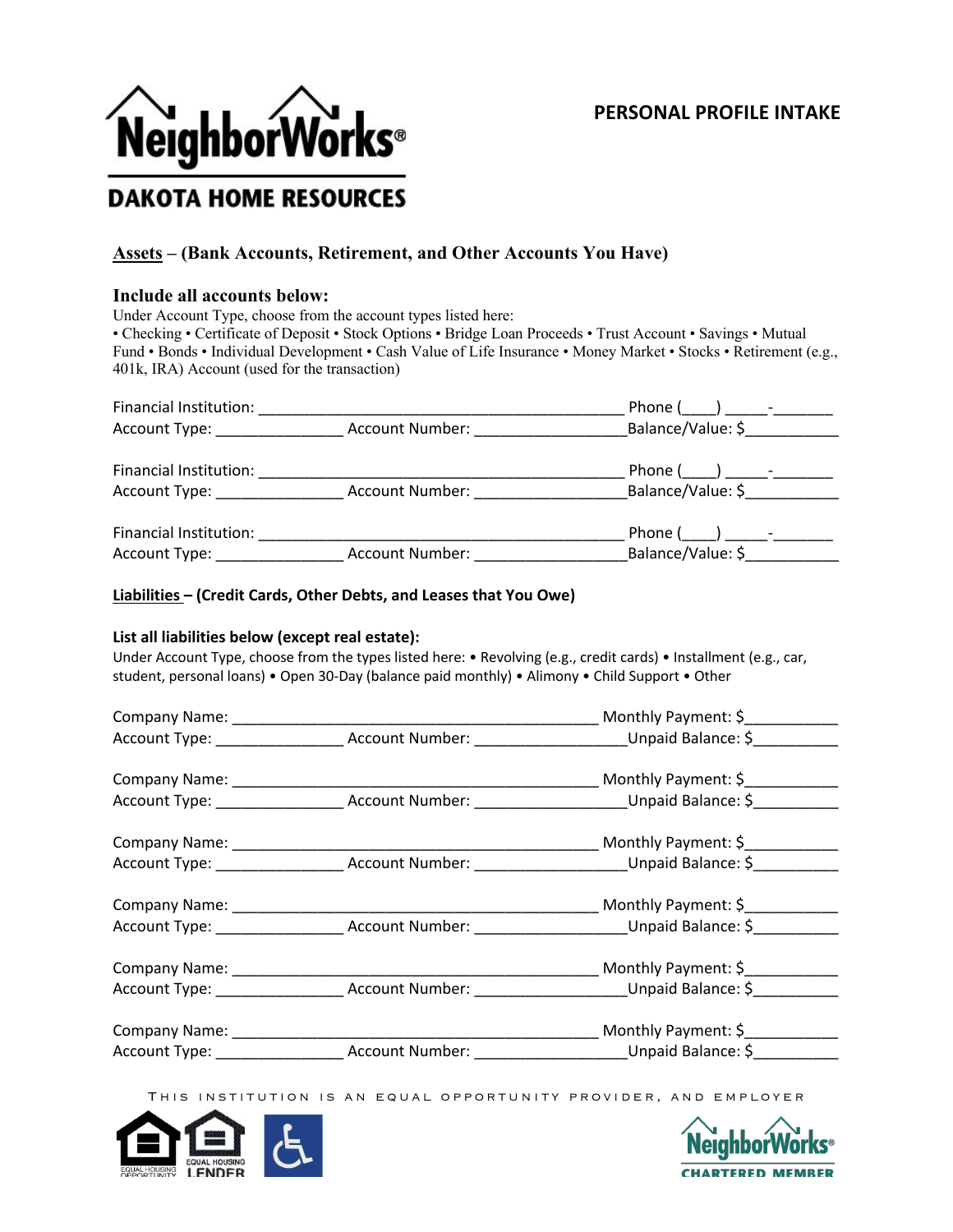**NeighborWorks®**
**DAKOTA HOME RESOURCES**

**PERSONAL PROFILE INTAKE**

## Assets – (Bank Accounts, Retirement, and Other Accounts You Have)

### Include all accounts below:

Under Account Type, choose from the account types listed here:
• Checking • Certificate of Deposit • Stock Options • Bridge Loan Proceeds • Trust Account • Savings • Mutual Fund • Bonds • Individual Development • Cash Value of Life Insurance • Money Market • Stocks • Retirement (e.g., 401k, IRA) Account (used for the transaction)

Financial Institution: ____________________________________________ Phone (____) _____-_______
Account Type: _______________ Account Number: __________________ Balance/Value: $___________

Financial Institution: ____________________________________________ Phone (____) _____-_______
Account Type: _______________ Account Number: __________________ Balance/Value: $___________

Financial Institution: ____________________________________________ Phone (____) _____-_______
Account Type: _______________ Account Number: __________________ Balance/Value: $___________

## Liabilities – (Credit Cards, Other Debts, and Leases that You Owe)

### List all liabilities below (except real estate):

Under Account Type, choose from the types listed here: • Revolving (e.g., credit cards) • Installment (e.g., car, student, personal loans) • Open 30-Day (balance paid monthly) • Alimony • Child Support • Other

Company Name: ____________________________________________ Monthly Payment: $___________
Account Type: _______________ Account Number: __________________ Unpaid Balance: $__________

Company Name: ____________________________________________ Monthly Payment: $___________
Account Type: _______________ Account Number: __________________ Unpaid Balance: $__________

Company Name: ____________________________________________ Monthly Payment: $___________
Account Type: _______________ Account Number: __________________ Unpaid Balance: $__________

Company Name: ____________________________________________ Monthly Payment: $___________
Account Type: _______________ Account Number: __________________ Unpaid Balance: $__________

Company Name: ____________________________________________ Monthly Payment: $___________
Account Type: _______________ Account Number: __________________ Unpaid Balance: $__________

Company Name: ____________________________________________ Monthly Payment: $___________
Account Type: _______________ Account Number: __________________ Unpaid Balance: $__________

THIS INSTITUTION IS AN EQUAL OPPORTUNITY PROVIDER, AND EMPLOYER

EQUAL HOUSING OPPORTUNITY EQUAL HOUSING LENDER

NeighborWorks® CHARTERED MEMBER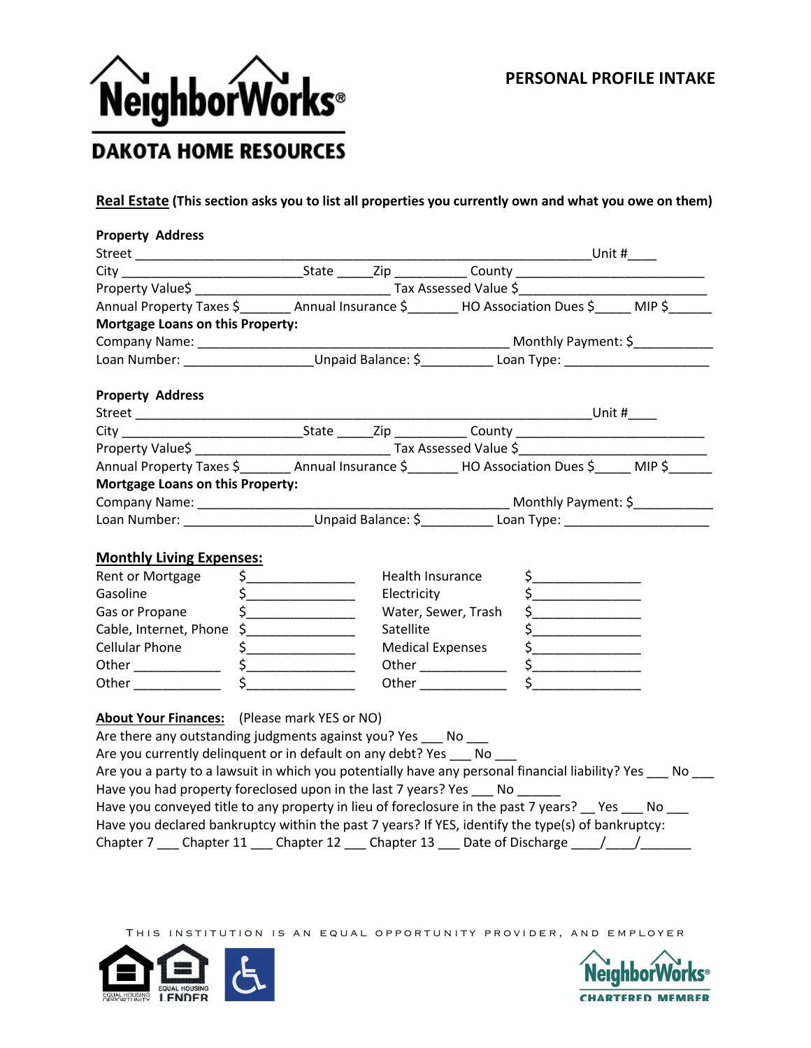NeighborWorks®

DAKOTA HOME RESOURCES

**PERSONAL PROFILE INTAKE**

**Real Estate** **(This section asks you to list all properties you currently own and what you owe on them)**

**Property Address**

Street ___________________________________________________________Unit #____

City ________________________State _____Zip __________ County __________________________

Property Value$ ___________________________ Tax Assessed Value $_________________________

Annual Property Taxes $_______ Annual Insurance $_______ HO Association Dues $_____ MIP $______

**Mortgage Loans on this Property:**

Company Name: ___________________________________________ Monthly Payment: $___________

Loan Number: __________________Unpaid Balance: $__________ Loan Type: ____________________

**Property Address**

Street ___________________________________________________________Unit #____

City ________________________State _____Zip __________ County __________________________

Property Value$ ___________________________ Tax Assessed Value $_________________________

Annual Property Taxes $_______ Annual Insurance $_______ HO Association Dues $_____ MIP $______

**Mortgage Loans on this Property:**

Company Name: ___________________________________________ Monthly Payment: $___________

Loan Number: __________________Unpaid Balance: $__________ Loan Type: ____________________

**Monthly Living Expenses:**

| | | | |
|---|---|---|---|
| Rent or Mortgage | $_______________ | Health Insurance | $_______________ |
| Gasoline | $_______________ | Electricity | $_______________ |
| Gas or Propane | $_______________ | Water, Sewer, Trash | $_______________ |
| Cable, Internet, Phone | $_______________ | Satellite | $_______________ |
| Cellular Phone | $_______________ | Medical Expenses | $_______________ |
| Other ____________ | $_______________ | Other ____________ | $_______________ |
| Other ____________ | $_______________ | Other ____________ | $_______________ |

**About Your Finances:** (Please mark YES or NO)

Are there any outstanding judgments against you? Yes ___ No ___

Are you currently delinquent or in default on any debt? Yes ___ No ___

Are you a party to a lawsuit in which you potentially have any personal financial liability? Yes ___ No ___

Have you had property foreclosed upon in the last 7 years? Yes ___ No ______

Have you conveyed title to any property in lieu of foreclosure in the past 7 years? __ Yes ___ No ___

Have you declared bankruptcy within the past 7 years? If YES, identify the type(s) of bankruptcy:

Chapter 7 ___ Chapter 11 ___ Chapter 12 ___ Chapter 13 ___ Date of Discharge ____/____/_______

THIS INSTITUTION IS AN EQUAL OPPORTUNITY PROVIDER, AND EMPLOYER

EQUAL HOUSING OPPORTUNITY  EQUAL HOUSING LENDER

NeighborWorks® CHARTERED MEMBER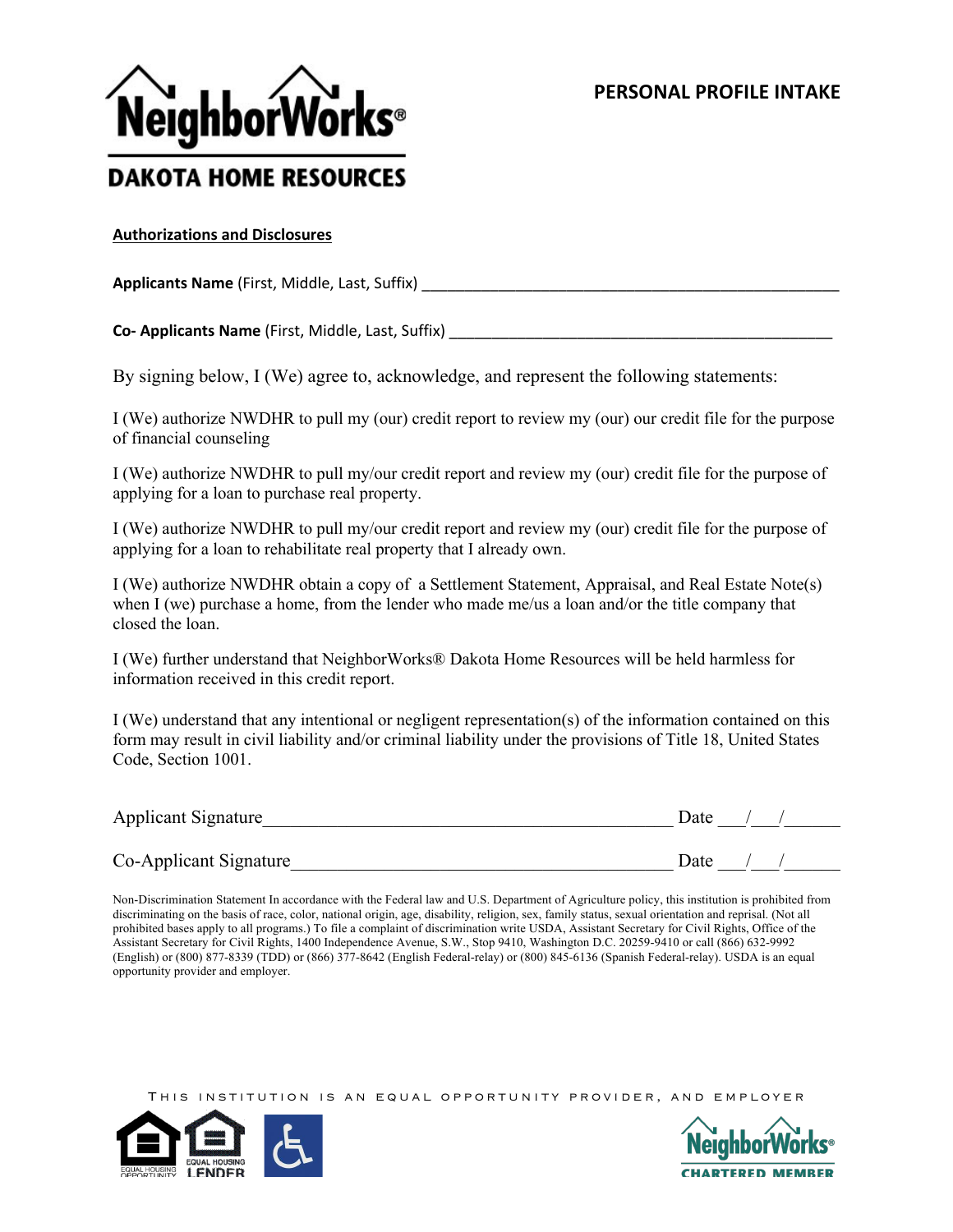NeighborWorks®

DAKOTA HOME RESOURCES

# PERSONAL PROFILE INTAKE

**Authorizations and Disclosures**

**Applicants Name** (First, Middle, Last, Suffix) ___________________________________________________

**Co- Applicants Name** (First, Middle, Last, Suffix) ______________________________________________

By signing below, I (We) agree to, acknowledge, and represent the following statements:

I (We) authorize NWDHR to pull my (our) credit report to review my (our) our credit file for the purpose of financial counseling

I (We) authorize NWDHR to pull my/our credit report and review my (our) credit file for the purpose of applying for a loan to purchase real property.

I (We) authorize NWDHR to pull my/our credit report and review my (our) credit file for the purpose of applying for a loan to rehabilitate real property that I already own.

I (We) authorize NWDHR obtain a copy of a Settlement Statement, Appraisal, and Real Estate Note(s) when I (we) purchase a home, from the lender who made me/us a loan and/or the title company that closed the loan.

I (We) further understand that NeighborWorks® Dakota Home Resources will be held harmless for information received in this credit report.

I (We) understand that any intentional or negligent representation(s) of the information contained on this form may result in civil liability and/or criminal liability under the provisions of Title 18, United States Code, Section 1001.

Applicant Signature_____________________________________________ Date ___/___/______

Co-Applicant Signature__________________________________________ Date ___/___/______

Non-Discrimination Statement In accordance with the Federal law and U.S. Department of Agriculture policy, this institution is prohibited from discriminating on the basis of race, color, national origin, age, disability, religion, sex, family status, sexual orientation and reprisal. (Not all prohibited bases apply to all programs.) To file a complaint of discrimination write USDA, Assistant Secretary for Civil Rights, Office of the Assistant Secretary for Civil Rights, 1400 Independence Avenue, S.W., Stop 9410, Washington D.C. 20259-9410 or call (866) 632-9992 (English) or (800) 877-8339 (TDD) or (866) 377-8642 (English Federal-relay) or (800) 845-6136 (Spanish Federal-relay). USDA is an equal opportunity provider and employer.

THIS INSTITUTION IS AN EQUAL OPPORTUNITY PROVIDER, AND EMPLOYER

EQUAL HOUSING OPPORTUNITY  EQUAL HOUSING LENDER

NeighborWorks® CHARTERED MEMBER